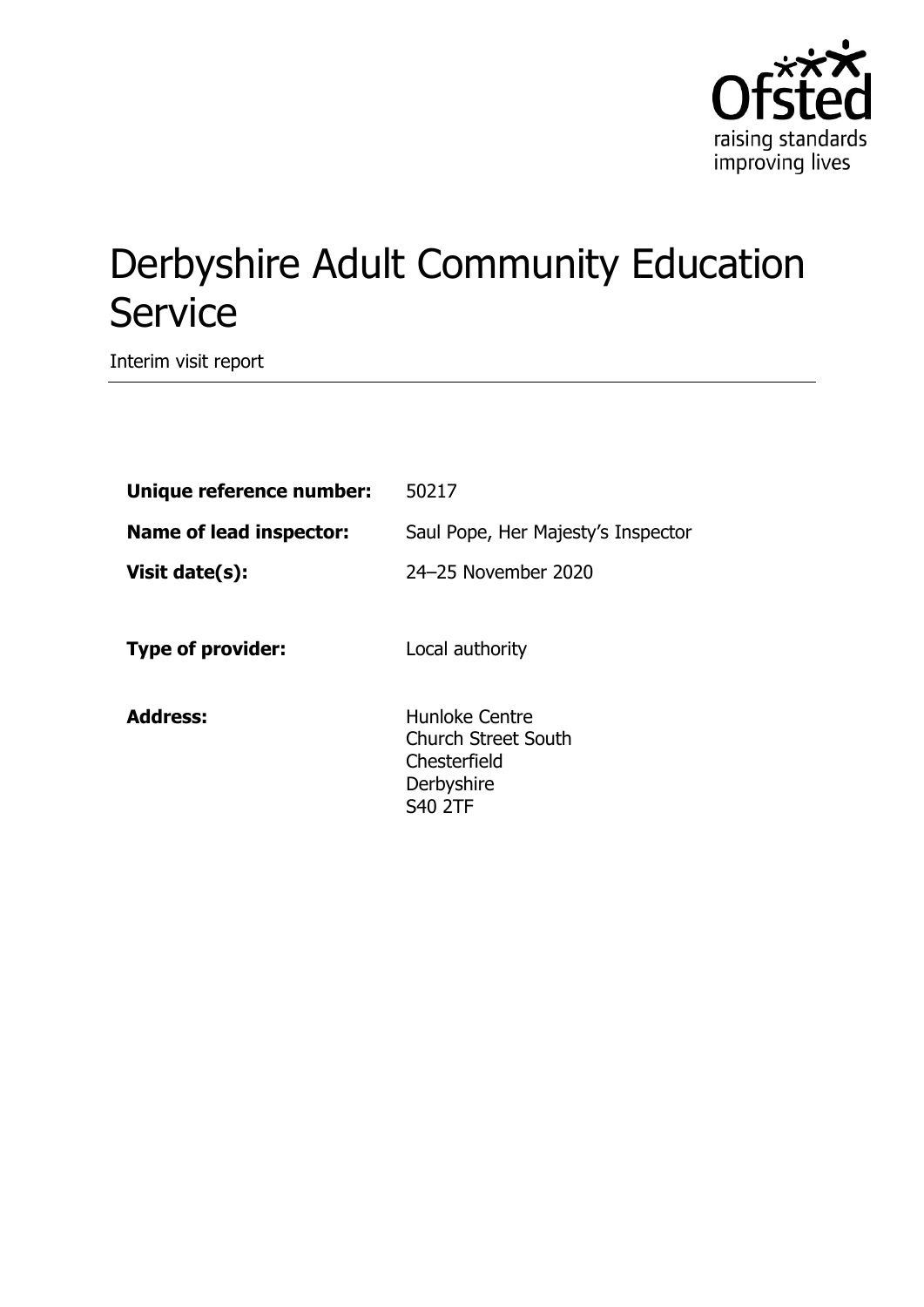# Derbyshire Adult Community Education Service

Interim visit report

| | |
|---|---|
| **Unique reference number:** | 50217 |
| **Name of lead inspector:** | Saul Pope, Her Majesty's Inspector |
| **Visit date(s):** | 24–25 November 2020 |
| **Type of provider:** | Local authority |
| **Address:** | Hunloke Centre<br>Church Street South<br>Chesterfield<br>Derbyshire<br>S40 2TF |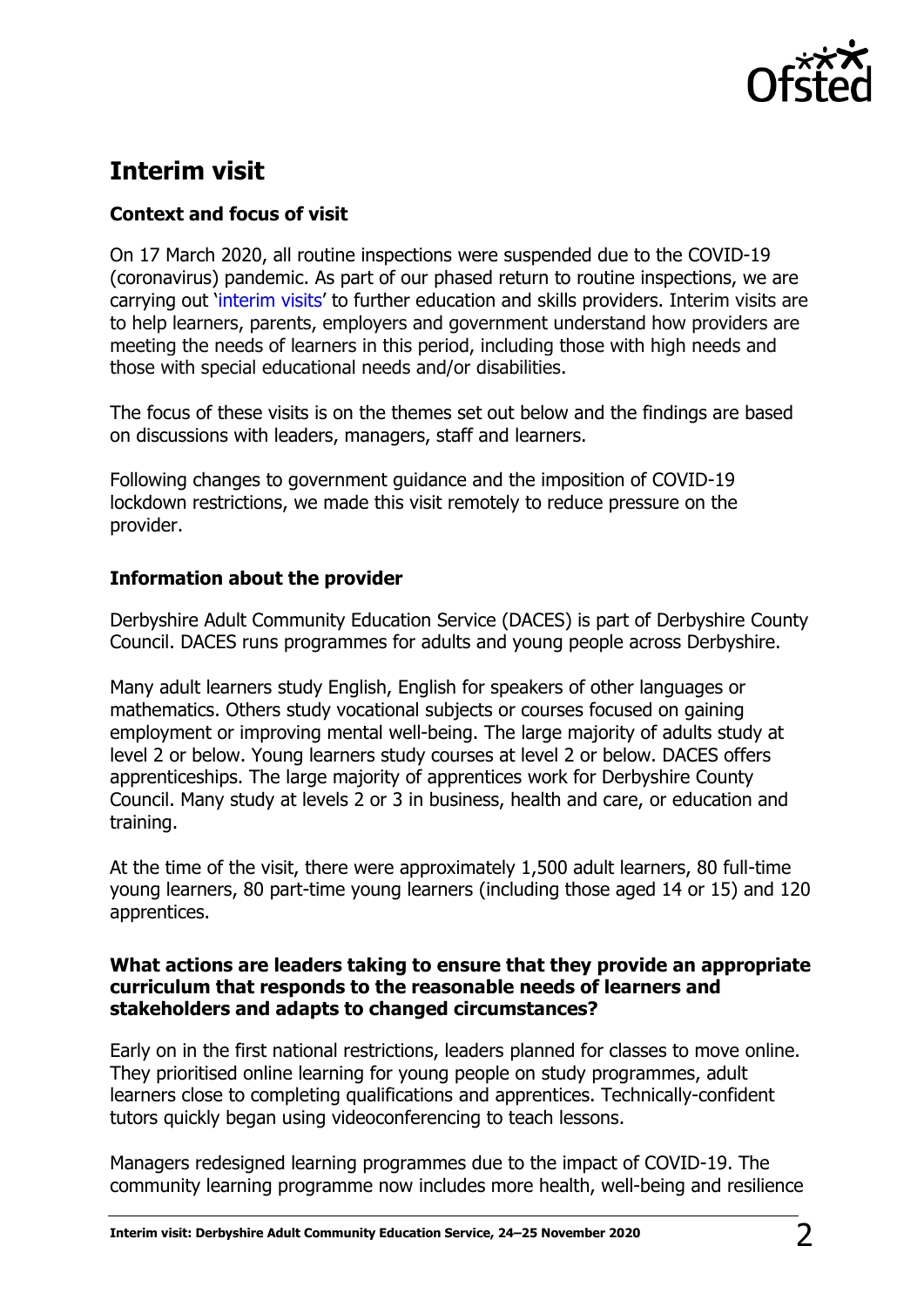## Interim visit

### Context and focus of visit

On 17 March 2020, all routine inspections were suspended due to the COVID-19 (coronavirus) pandemic. As part of our phased return to routine inspections, we are carrying out 'interim visits' to further education and skills providers. Interim visits are to help learners, parents, employers and government understand how providers are meeting the needs of learners in this period, including those with high needs and those with special educational needs and/or disabilities.

The focus of these visits is on the themes set out below and the findings are based on discussions with leaders, managers, staff and learners.

Following changes to government guidance and the imposition of COVID-19 lockdown restrictions, we made this visit remotely to reduce pressure on the provider.

### Information about the provider

Derbyshire Adult Community Education Service (DACES) is part of Derbyshire County Council. DACES runs programmes for adults and young people across Derbyshire.

Many adult learners study English, English for speakers of other languages or mathematics. Others study vocational subjects or courses focused on gaining employment or improving mental well-being. The large majority of adults study at level 2 or below. Young learners study courses at level 2 or below. DACES offers apprenticeships. The large majority of apprentices work for Derbyshire County Council. Many study at levels 2 or 3 in business, health and care, or education and training.

At the time of the visit, there were approximately 1,500 adult learners, 80 full-time young learners, 80 part-time young learners (including those aged 14 or 15) and 120 apprentices.

### What actions are leaders taking to ensure that they provide an appropriate curriculum that responds to the reasonable needs of learners and stakeholders and adapts to changed circumstances?

Early on in the first national restrictions, leaders planned for classes to move online. They prioritised online learning for young people on study programmes, adult learners close to completing qualifications and apprentices. Technically-confident tutors quickly began using videoconferencing to teach lessons.

Managers redesigned learning programmes due to the impact of COVID-19. The community learning programme now includes more health, well-being and resilience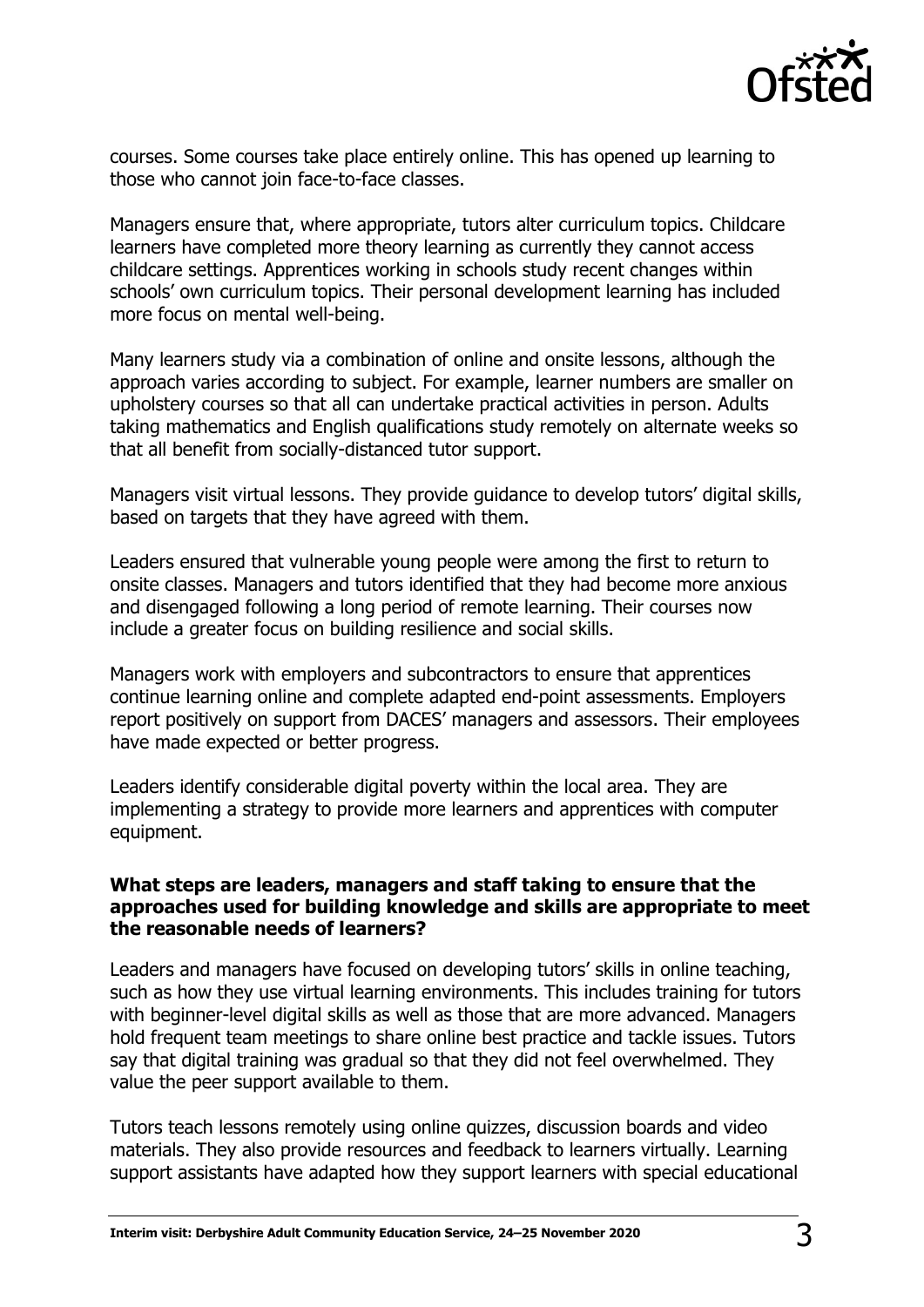courses. Some courses take place entirely online. This has opened up learning to those who cannot join face-to-face classes.

Managers ensure that, where appropriate, tutors alter curriculum topics. Childcare learners have completed more theory learning as currently they cannot access childcare settings. Apprentices working in schools study recent changes within schools' own curriculum topics. Their personal development learning has included more focus on mental well-being.

Many learners study via a combination of online and onsite lessons, although the approach varies according to subject. For example, learner numbers are smaller on upholstery courses so that all can undertake practical activities in person. Adults taking mathematics and English qualifications study remotely on alternate weeks so that all benefit from socially-distanced tutor support.

Managers visit virtual lessons. They provide guidance to develop tutors' digital skills, based on targets that they have agreed with them.

Leaders ensured that vulnerable young people were among the first to return to onsite classes. Managers and tutors identified that they had become more anxious and disengaged following a long period of remote learning. Their courses now include a greater focus on building resilience and social skills.

Managers work with employers and subcontractors to ensure that apprentices continue learning online and complete adapted end-point assessments. Employers report positively on support from DACES' managers and assessors. Their employees have made expected or better progress.

Leaders identify considerable digital poverty within the local area. They are implementing a strategy to provide more learners and apprentices with computer equipment.

**What steps are leaders, managers and staff taking to ensure that the approaches used for building knowledge and skills are appropriate to meet the reasonable needs of learners?**

Leaders and managers have focused on developing tutors' skills in online teaching, such as how they use virtual learning environments. This includes training for tutors with beginner-level digital skills as well as those that are more advanced. Managers hold frequent team meetings to share online best practice and tackle issues. Tutors say that digital training was gradual so that they did not feel overwhelmed. They value the peer support available to them.

Tutors teach lessons remotely using online quizzes, discussion boards and video materials. They also provide resources and feedback to learners virtually. Learning support assistants have adapted how they support learners with special educational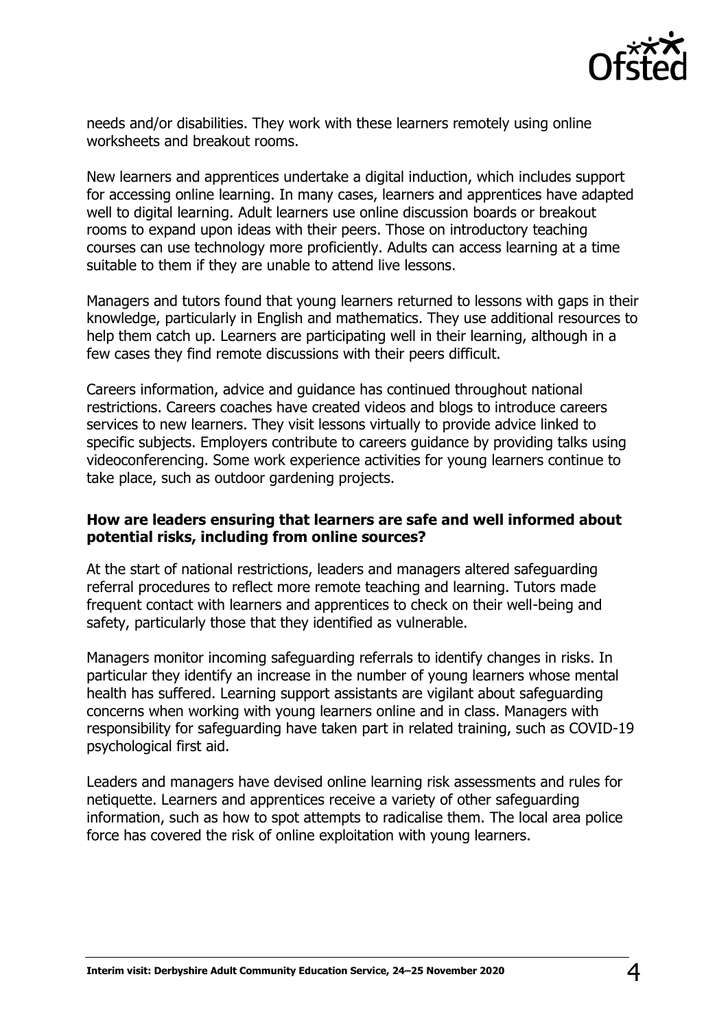needs and/or disabilities. They work with these learners remotely using online worksheets and breakout rooms.

New learners and apprentices undertake a digital induction, which includes support for accessing online learning. In many cases, learners and apprentices have adapted well to digital learning. Adult learners use online discussion boards or breakout rooms to expand upon ideas with their peers. Those on introductory teaching courses can use technology more proficiently. Adults can access learning at a time suitable to them if they are unable to attend live lessons.

Managers and tutors found that young learners returned to lessons with gaps in their knowledge, particularly in English and mathematics. They use additional resources to help them catch up. Learners are participating well in their learning, although in a few cases they find remote discussions with their peers difficult.

Careers information, advice and guidance has continued throughout national restrictions. Careers coaches have created videos and blogs to introduce careers services to new learners. They visit lessons virtually to provide advice linked to specific subjects. Employers contribute to careers guidance by providing talks using videoconferencing. Some work experience activities for young learners continue to take place, such as outdoor gardening projects.

**How are leaders ensuring that learners are safe and well informed about potential risks, including from online sources?**

At the start of national restrictions, leaders and managers altered safeguarding referral procedures to reflect more remote teaching and learning. Tutors made frequent contact with learners and apprentices to check on their well-being and safety, particularly those that they identified as vulnerable.

Managers monitor incoming safeguarding referrals to identify changes in risks. In particular they identify an increase in the number of young learners whose mental health has suffered. Learning support assistants are vigilant about safeguarding concerns when working with young learners online and in class. Managers with responsibility for safeguarding have taken part in related training, such as COVID-19 psychological first aid.

Leaders and managers have devised online learning risk assessments and rules for netiquette. Learners and apprentices receive a variety of other safeguarding information, such as how to spot attempts to radicalise them. The local area police force has covered the risk of online exploitation with young learners.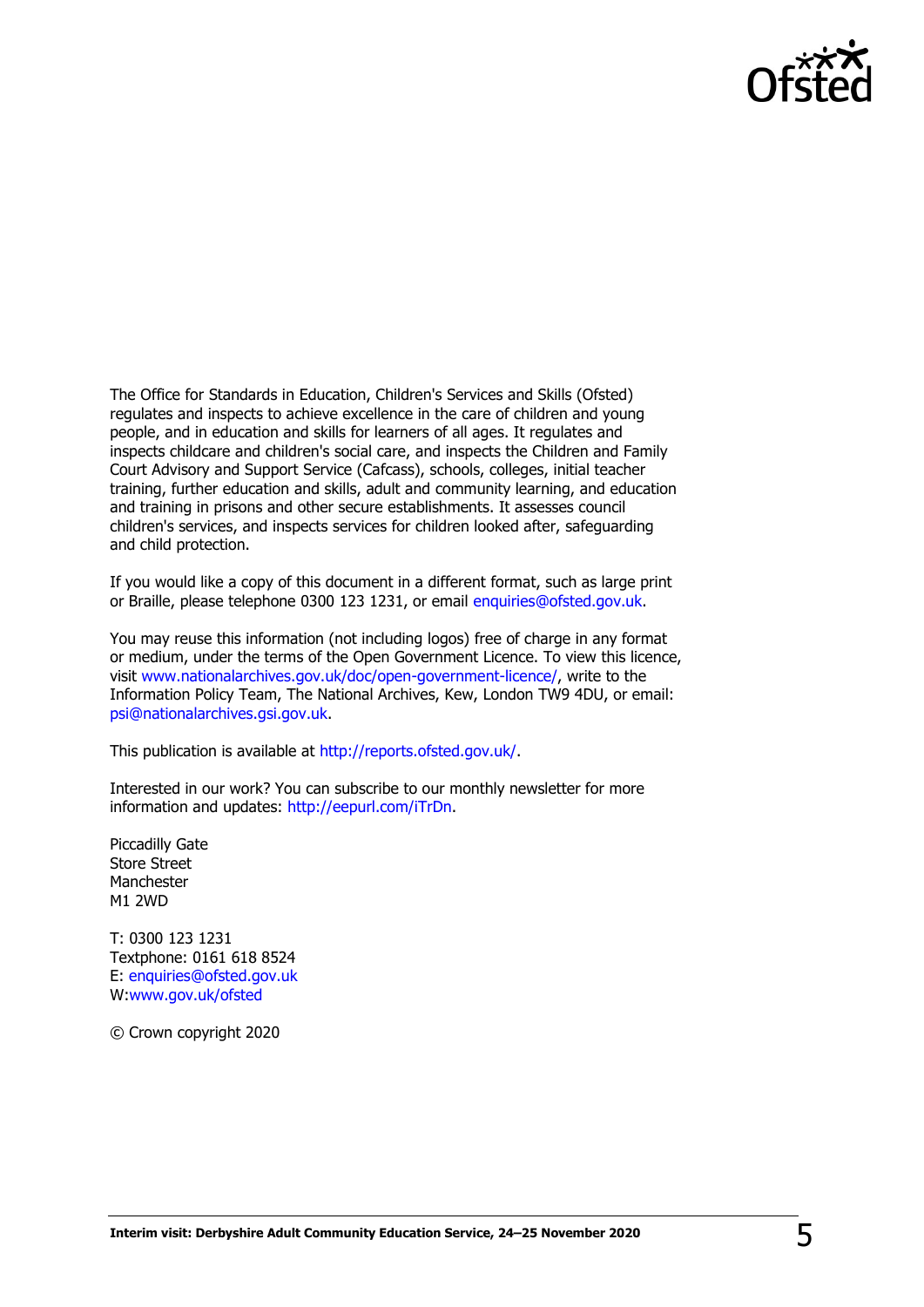The Office for Standards in Education, Children's Services and Skills (Ofsted) regulates and inspects to achieve excellence in the care of children and young people, and in education and skills for learners of all ages. It regulates and inspects childcare and children's social care, and inspects the Children and Family Court Advisory and Support Service (Cafcass), schools, colleges, initial teacher training, further education and skills, adult and community learning, and education and training in prisons and other secure establishments. It assesses council children's services, and inspects services for children looked after, safeguarding and child protection.

If you would like a copy of this document in a different format, such as large print or Braille, please telephone 0300 123 1231, or email enquiries@ofsted.gov.uk.

You may reuse this information (not including logos) free of charge in any format or medium, under the terms of the Open Government Licence. To view this licence, visit www.nationalarchives.gov.uk/doc/open-government-licence/, write to the Information Policy Team, The National Archives, Kew, London TW9 4DU, or email: psi@nationalarchives.gsi.gov.uk.

This publication is available at http://reports.ofsted.gov.uk/.

Interested in our work? You can subscribe to our monthly newsletter for more information and updates: http://eepurl.com/iTrDn.

Piccadilly Gate
Store Street
Manchester
M1 2WD

T: 0300 123 1231
Textphone: 0161 618 8524
E: enquiries@ofsted.gov.uk
W:www.gov.uk/ofsted

© Crown copyright 2020